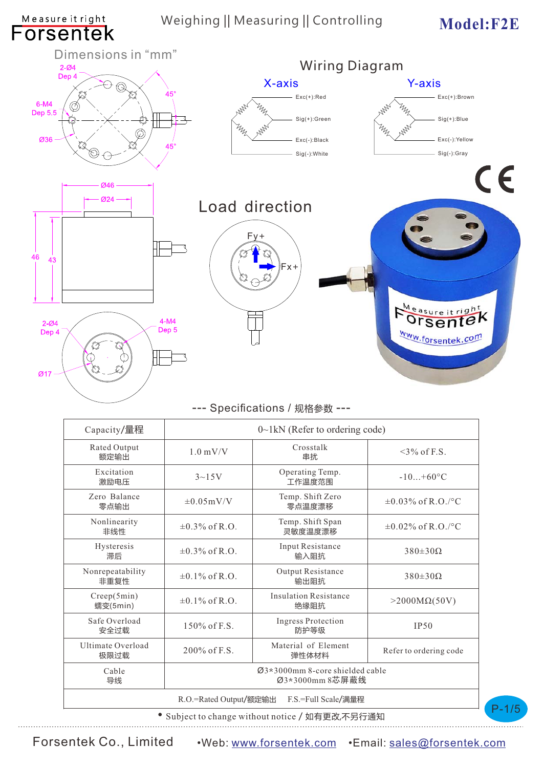Measure it right
Forsentek

Weighing || Measuring || Controlling

**Model:F2E**

Dimensions in "mm"

## Wiring Diagram

**X-axis**

- Exc(+):Red
- Sig(+):Green
- Exc(-):Black
- Sig(-):White

**Y-axis**

- Exc(+):Brown
- Sig(+):Blue
- Exc(-):Yellow
- Sig(-):Gray

## Load direction

Fy+ Fx+

## --- Specifications / 规格参数 ---

| Capacity/量程 | 0~1kN (Refer to ordering code) | | |
|---|---|---|---|
| Rated Output 额定输出 | 1.0 mV/V | Crosstalk 串扰 | <3% of F.S. |
| Excitation 激励电压 | 3~15V | Operating Temp. 工作温度范围 | -10...+60°C |
| Zero Balance 零点输出 | ±0.05mV/V | Temp. Shift Zero 零点温度漂移 | ±0.03% of R.O./°C |
| Nonlinearity 非线性 | ±0.3% of R.O. | Temp. Shift Span 灵敏度温度漂移 | ±0.02% of R.O./°C |
| Hysteresis 滞后 | ±0.3% of R.O. | Input Resistance 输入阻抗 | 380±30Ω |
| Nonrepeatability 非重复性 | ±0.1% of R.O. | Output Resistance 输出阻抗 | 380±30Ω |
| Creep(5min) 蠕变(5min) | ±0.1% of R.O. | Insulation Resistance 绝缘阻抗 | >2000MΩ(50V) |
| Safe Overload 安全过载 | 150% of F.S. | Ingress Protection 防护等级 | IP50 |
| Ultimate Overload 极限过载 | 200% of F.S. | Material of Element 弹性体材料 | Refer to ordering code |
| Cable 导线 | Ø3*3000mm 8-core shielded cable Ø3*3000mm 8芯屏蔽线 | | |
| R.O.=Rated Output/额定输出 F.S.=Full Scale/满量程 | | | |

• Subject to change without notice / 如有更改,不另行通知

Forsentek Co., Limited •Web: www.forsentek.com •Email: sales@forsentek.com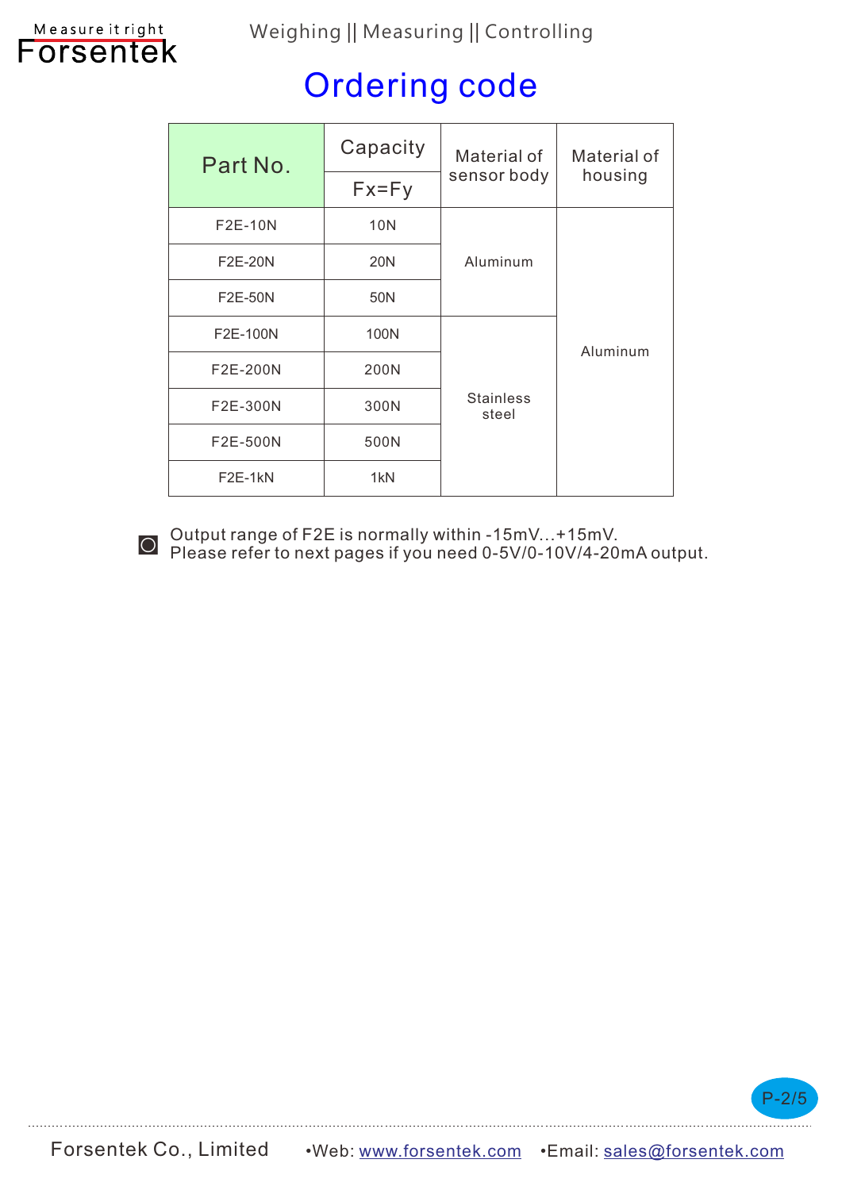# Ordering code

| Part No. | Capacity Fx=Fy | Material of sensor body | Material of housing |
|---|---|---|---|
| F2E-10N | 10N | Aluminum | Aluminum |
| F2E-20N | 20N | Aluminum | Aluminum |
| F2E-50N | 50N | Aluminum | Aluminum |
| F2E-100N | 100N | Stainless steel | Aluminum |
| F2E-200N | 200N | Stainless steel | Aluminum |
| F2E-300N | 300N | Stainless steel | Aluminum |
| F2E-500N | 500N | Stainless steel | Aluminum |
| F2E-1kN | 1kN | Stainless steel | Aluminum |

- Output range of F2E is normally within -15mV...+15mV.
  Please refer to next pages if you need 0-5V/0-10V/4-20mA output.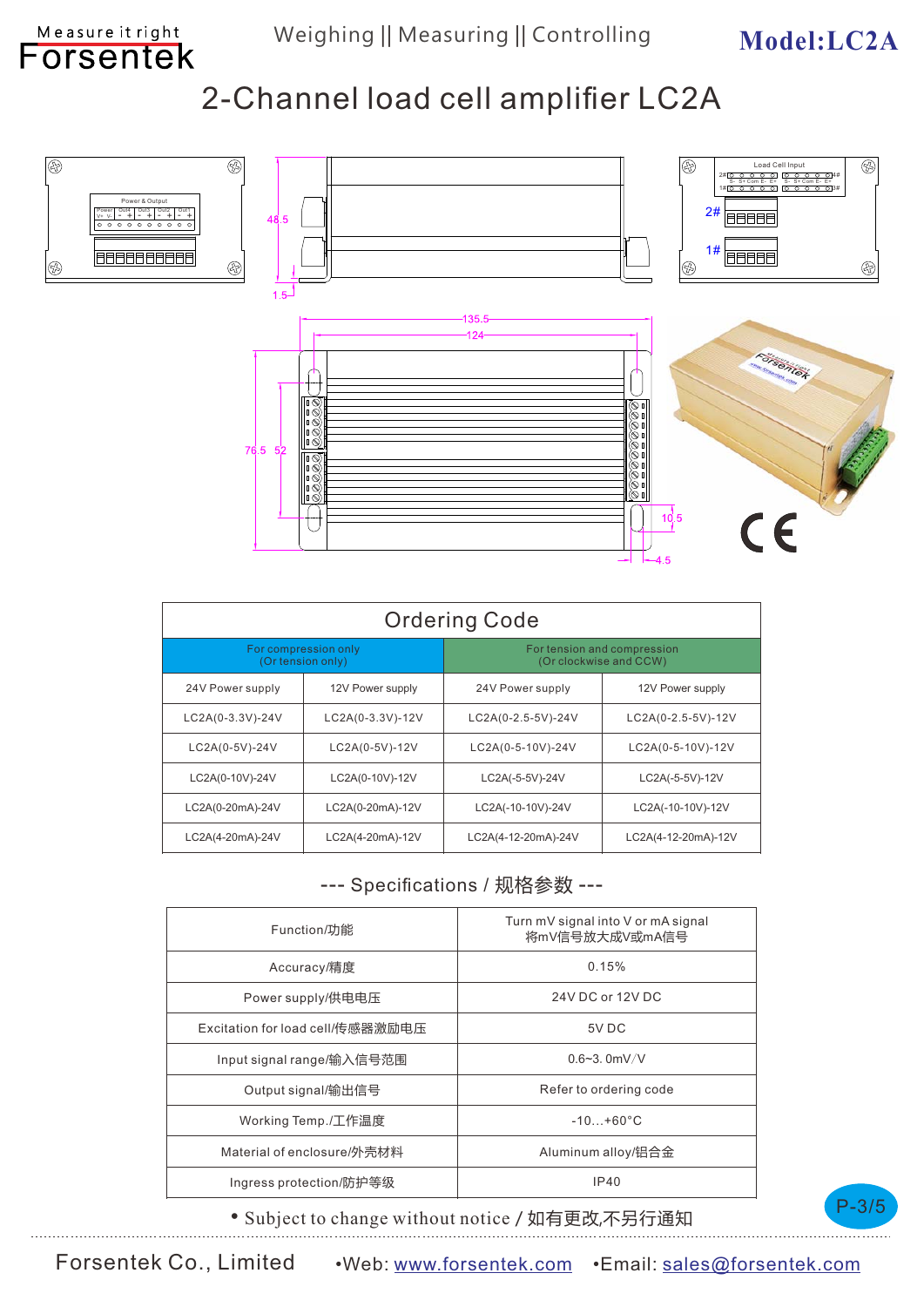Weighing || Measuring || Controlling

**Model:LC2A**

# 2-Channel load cell amplifier LC2A

## Ordering Code

| For compression only (Or tension only) | | For tension and compression (Or clockwise and CCW) | |
|---|---|---|---|
| 24V Power supply | 12V Power supply | 24V Power supply | 12V Power supply |
| LC2A(0-3.3V)-24V | LC2A(0-3.3V)-12V | LC2A(0-2.5-5V)-24V | LC2A(0-2.5-5V)-12V |
| LC2A(0-5V)-24V | LC2A(0-5V)-12V | LC2A(0-5-10V)-24V | LC2A(0-5-10V)-12V |
| LC2A(0-10V)-24V | LC2A(0-10V)-12V | LC2A(-5-5V)-24V | LC2A(-5-5V)-12V |
| LC2A(0-20mA)-24V | LC2A(0-20mA)-12V | LC2A(-10-10V)-24V | LC2A(-10-10V)-12V |
| LC2A(4-20mA)-24V | LC2A(4-20mA)-12V | LC2A(4-12-20mA)-24V | LC2A(4-12-20mA)-12V |

## --- Specifications / 规格参数 ---

| | |
|---|---|
| Function/功能 | Turn mV signal into V or mA signal 将mV信号放大成V或mA信号 |
| Accuracy/精度 | 0.15% |
| Power supply/供电电压 | 24V DC or 12V DC |
| Excitation for load cell/传感器激励电压 | 5V DC |
| Input signal range/输入信号范围 | 0.6~3. 0mV/V |
| Output signal/输出信号 | Refer to ordering code |
| Working Temp./工作温度 | -10…+60°C |
| Material of enclosure/外壳材料 | Aluminum alloy/铝合金 |
| Ingress protection/防护等级 | IP40 |

• Subject to change without notice / 如有更改,不另行通知

Forsentek Co., Limited •Web: www.forsentek.com •Email: sales@forsentek.com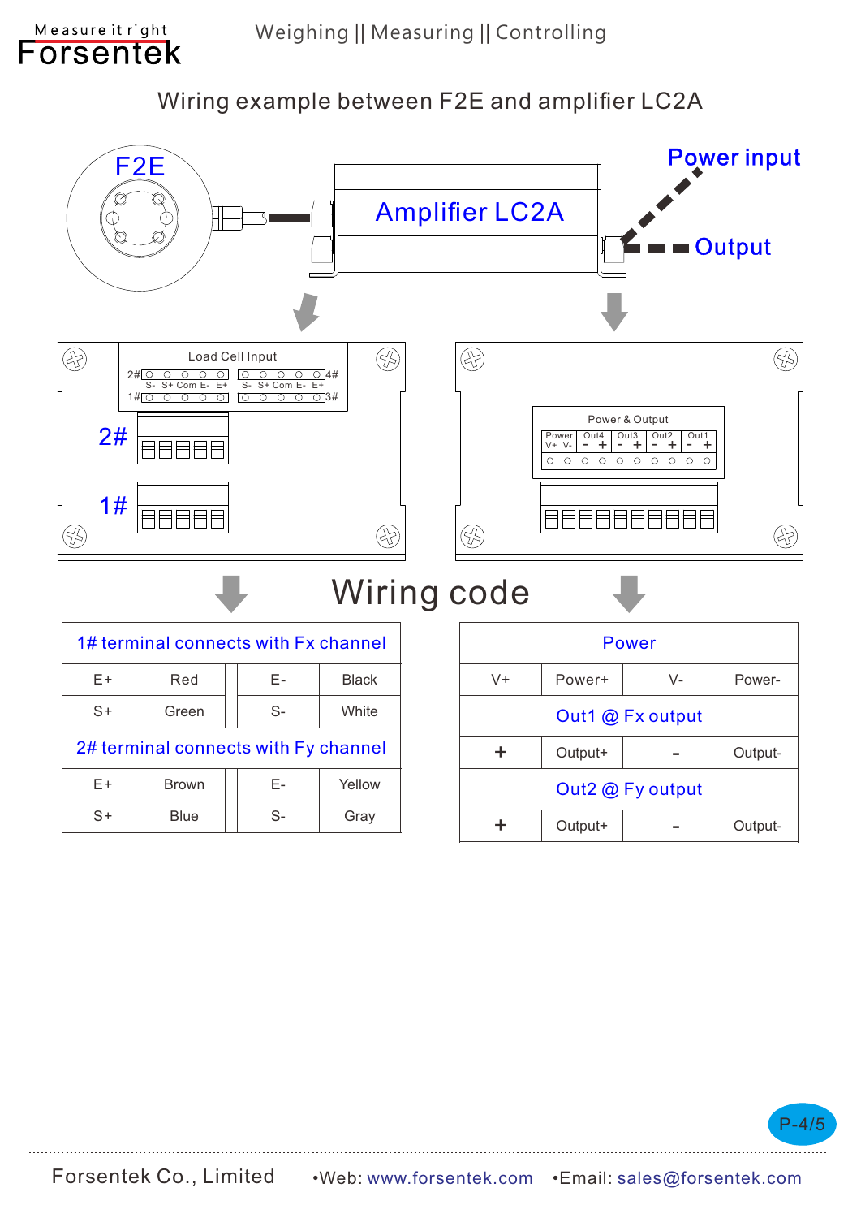# Wiring example between F2E and amplifier LC2A

F2E

Amplifier LC2A

Power input

Output

Load Cell Input

2# S- S+ Com E- E+ 4#

1# S- S+ Com E- E+ 3#

2#

1#

Power & Output

Power V+ V- | Out4 - + | Out3 - + | Out2 - + | Out1 - +

## Wiring code

| 1# terminal connects with Fx channel | | | |
|---|---|---|---|
| E+ | Red | E- | Black |
| S+ | Green | S- | White |
| **2# terminal connects with Fy channel** | | | |
| E+ | Brown | E- | Yellow |
| S+ | Blue | S- | Gray |

| Power | | | |
|---|---|---|---|
| V+ | Power+ | V- | Power- |
| **Out1 @ Fx output** | | | |
| + | Output+ | - | Output- |
| **Out2 @ Fy output** | | | |
| + | Output+ | - | Output- |

Forsentek Co., Limited •Web: www.forsentek.com •Email: sales@forsentek.com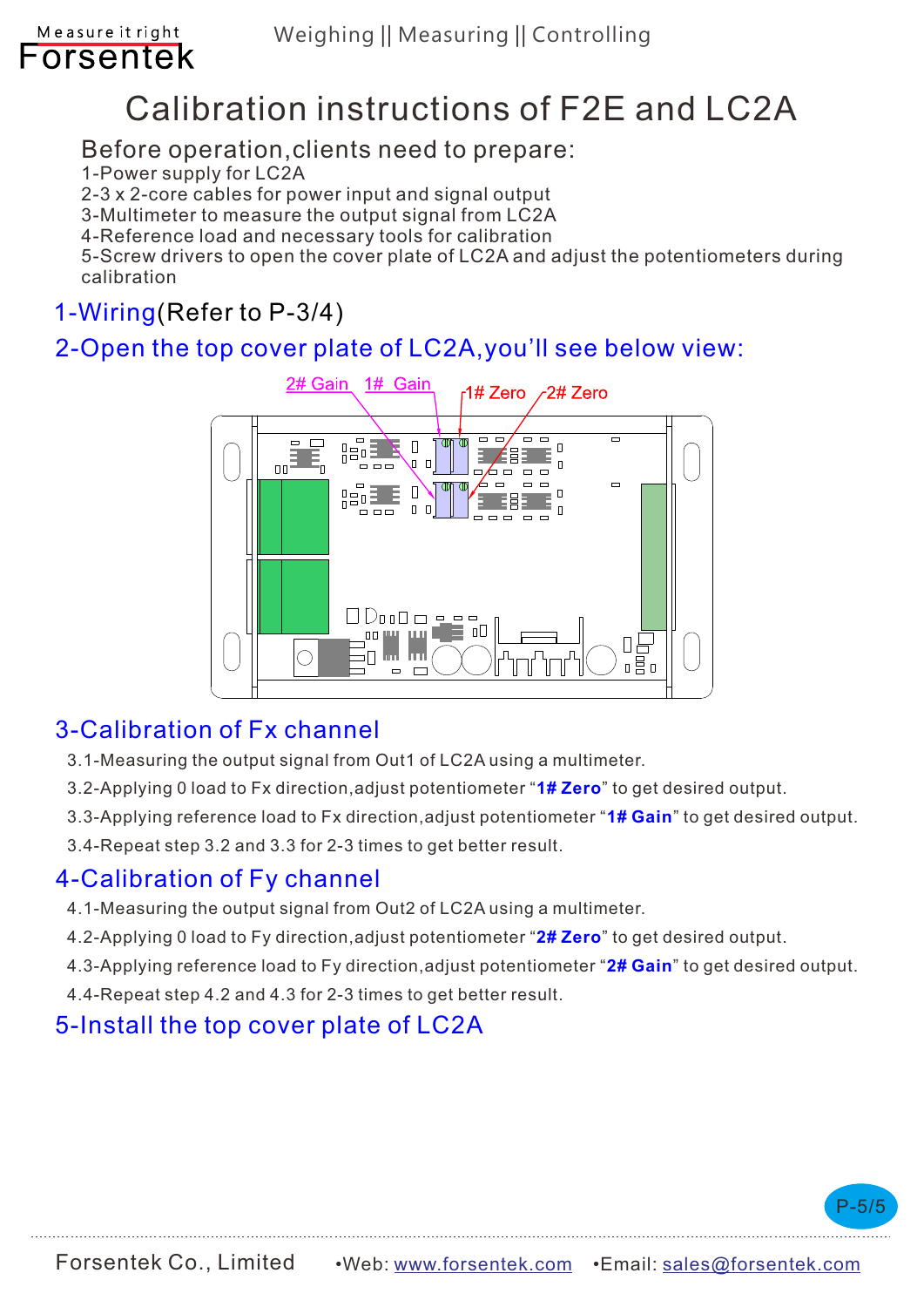# Calibration instructions of F2E and LC2A

Before operation,clients need to prepare:

1-Power supply for LC2A
2-3 x 2-core cables for power input and signal output
3-Multimeter to measure the output signal from LC2A
4-Reference load and necessary tools for calibration
5-Screw drivers to open the cover plate of LC2A and adjust the potentiometers during calibration

## 1-Wiring(Refer to P-3/4)

## 2-Open the top cover plate of LC2A,you'll see below view:

2# Gain 1# Gain 1# Zero 2# Zero

## 3-Calibration of Fx channel

3.1-Measuring the output signal from Out1 of LC2A using a multimeter.

3.2-Applying 0 load to Fx direction,adjust potentiometer "**1# Zero**" to get desired output.

3.3-Applying reference load to Fx direction,adjust potentiometer "**1# Gain**" to get desired output.

3.4-Repeat step 3.2 and 3.3 for 2-3 times to get better result.

## 4-Calibration of Fy channel

4.1-Measuring the output signal from Out2 of LC2A using a multimeter.

4.2-Applying 0 load to Fy direction,adjust potentiometer "**2# Zero**" to get desired output.

4.3-Applying reference load to Fy direction,adjust potentiometer "**2# Gain**" to get desired output.

4.4-Repeat step 4.2 and 4.3 for 2-3 times to get better result.

## 5-Install the top cover plate of LC2A